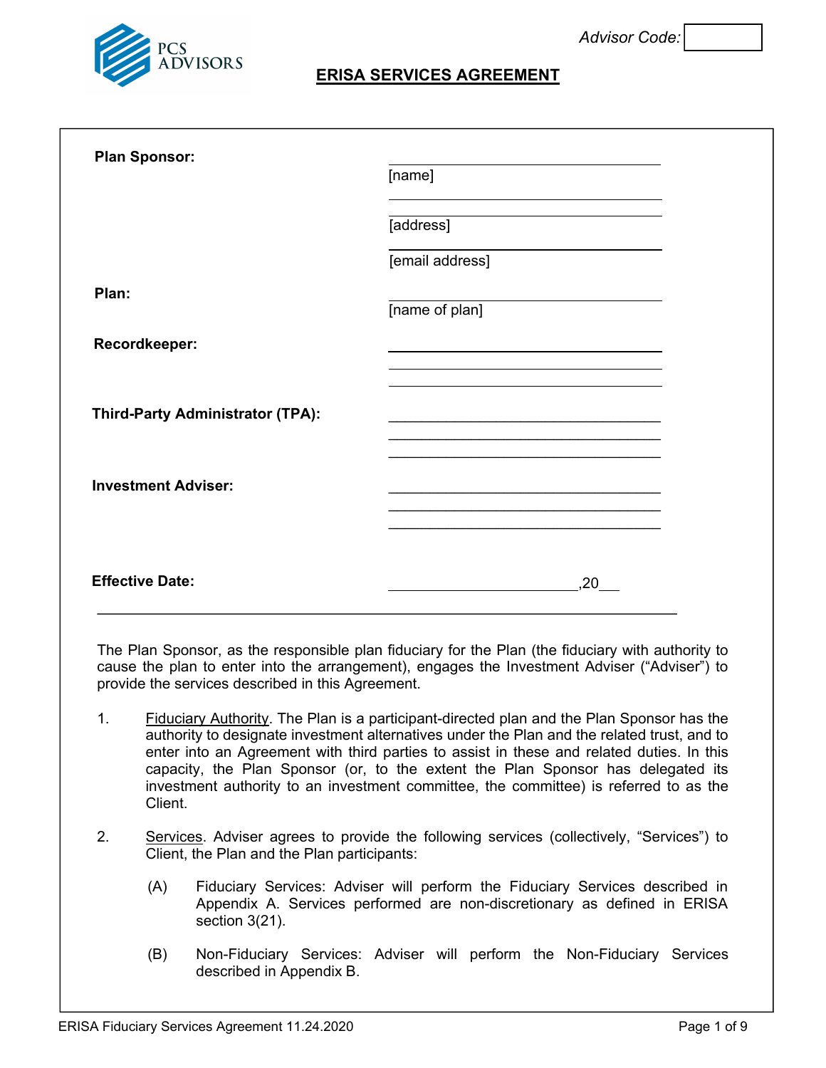Advisor Code: 

PCS ADVISORS

# ERISA SERVICES AGREEMENT

**Plan Sponsor:** ______________________
[name]
______________________
[address]
______________________
[email address]

**Plan:** ______________________
[name of plan]

**Recordkeeper:** ______________________

**Third-Party Administrator (TPA):** ______________________

**Investment Adviser:** ______________________

**Effective Date:** ______________________,20__

---

The Plan Sponsor, as the responsible plan fiduciary for the Plan (the fiduciary with authority to cause the plan to enter into the arrangement), engages the Investment Adviser ("Adviser") to provide the services described in this Agreement.

1. Fiduciary Authority. The Plan is a participant-directed plan and the Plan Sponsor has the authority to designate investment alternatives under the Plan and the related trust, and to enter into an Agreement with third parties to assist in these and related duties. In this capacity, the Plan Sponsor (or, to the extent the Plan Sponsor has delegated its investment authority to an investment committee, the committee) is referred to as the Client.

2. Services. Adviser agrees to provide the following services (collectively, "Services") to Client, the Plan and the Plan participants:

   (A) Fiduciary Services: Adviser will perform the Fiduciary Services described in Appendix A. Services performed are non-discretionary as defined in ERISA section 3(21).

   (B) Non-Fiduciary Services: Adviser will perform the Non-Fiduciary Services described in Appendix B.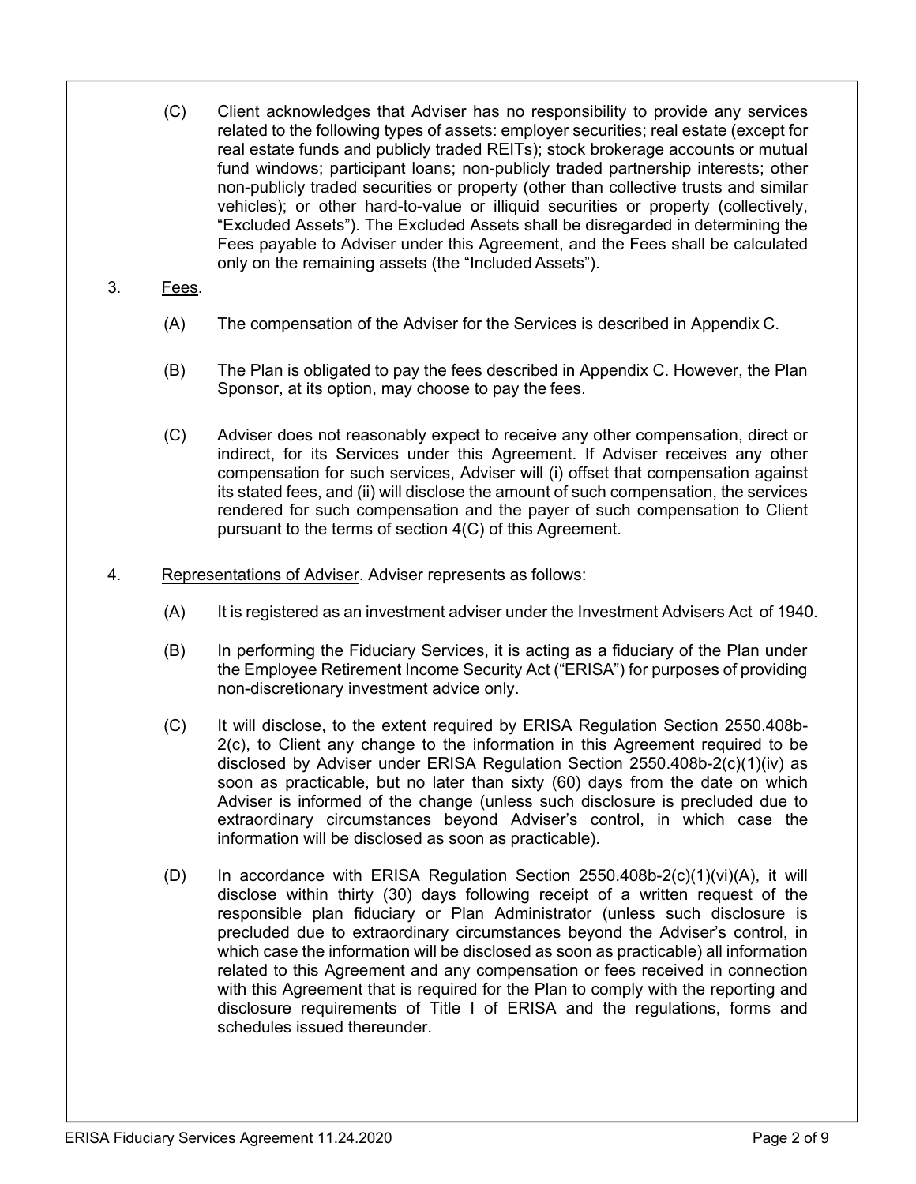(C) Client acknowledges that Adviser has no responsibility to provide any services related to the following types of assets: employer securities; real estate (except for real estate funds and publicly traded REITs); stock brokerage accounts or mutual fund windows; participant loans; non-publicly traded partnership interests; other non-publicly traded securities or property (other than collective trusts and similar vehicles); or other hard-to-value or illiquid securities or property (collectively, "Excluded Assets"). The Excluded Assets shall be disregarded in determining the Fees payable to Adviser under this Agreement, and the Fees shall be calculated only on the remaining assets (the "Included Assets").

3. <u>Fees</u>.

(A) The compensation of the Adviser for the Services is described in Appendix C.

(B) The Plan is obligated to pay the fees described in Appendix C. However, the Plan Sponsor, at its option, may choose to pay the fees.

(C) Adviser does not reasonably expect to receive any other compensation, direct or indirect, for its Services under this Agreement. If Adviser receives any other compensation for such services, Adviser will (i) offset that compensation against its stated fees, and (ii) will disclose the amount of such compensation, the services rendered for such compensation and the payer of such compensation to Client pursuant to the terms of section 4(C) of this Agreement.

4. <u>Representations of Adviser</u>. Adviser represents as follows:

(A) It is registered as an investment adviser under the Investment Advisers Act of 1940.

(B) In performing the Fiduciary Services, it is acting as a fiduciary of the Plan under the Employee Retirement Income Security Act ("ERISA") for purposes of providing non-discretionary investment advice only.

(C) It will disclose, to the extent required by ERISA Regulation Section 2550.408b-2(c), to Client any change to the information in this Agreement required to be disclosed by Adviser under ERISA Regulation Section 2550.408b-2(c)(1)(iv) as soon as practicable, but no later than sixty (60) days from the date on which Adviser is informed of the change (unless such disclosure is precluded due to extraordinary circumstances beyond Adviser's control, in which case the information will be disclosed as soon as practicable).

(D) In accordance with ERISA Regulation Section 2550.408b-2(c)(1)(vi)(A), it will disclose within thirty (30) days following receipt of a written request of the responsible plan fiduciary or Plan Administrator (unless such disclosure is precluded due to extraordinary circumstances beyond the Adviser's control, in which case the information will be disclosed as soon as practicable) all information related to this Agreement and any compensation or fees received in connection with this Agreement that is required for the Plan to comply with the reporting and disclosure requirements of Title I of ERISA and the regulations, forms and schedules issued thereunder.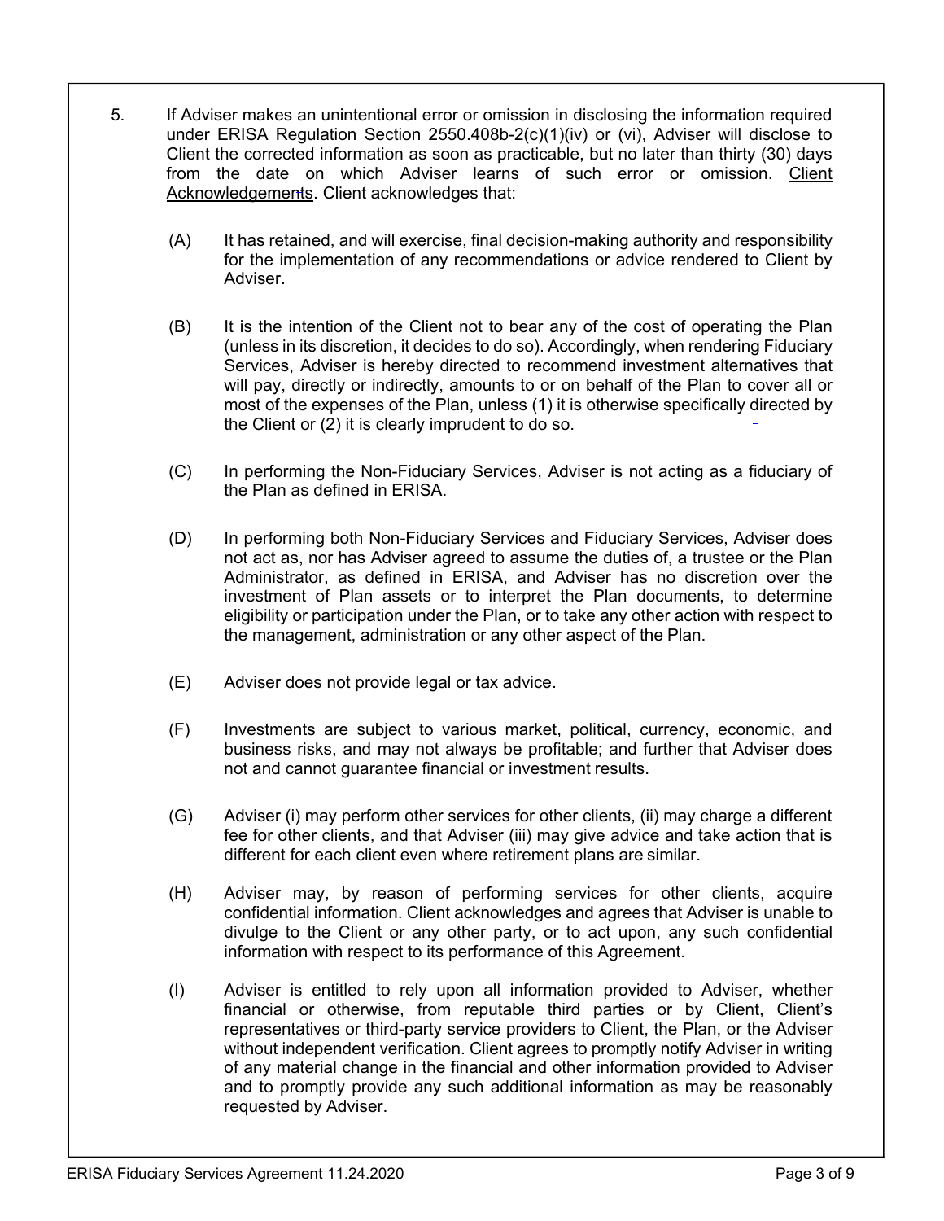5. If Adviser makes an unintentional error or omission in disclosing the information required under ERISA Regulation Section 2550.408b-2(c)(1)(iv) or (vi), Adviser will disclose to Client the corrected information as soon as practicable, but no later than thirty (30) days from the date on which Adviser learns of such error or omission. Client Acknowledgements. Client acknowledges that:

   (A) It has retained, and will exercise, final decision-making authority and responsibility for the implementation of any recommendations or advice rendered to Client by Adviser.

   (B) It is the intention of the Client not to bear any of the cost of operating the Plan (unless in its discretion, it decides to do so). Accordingly, when rendering Fiduciary Services, Adviser is hereby directed to recommend investment alternatives that will pay, directly or indirectly, amounts to or on behalf of the Plan to cover all or most of the expenses of the Plan, unless (1) it is otherwise specifically directed by the Client or (2) it is clearly imprudent to do so.

   (C) In performing the Non-Fiduciary Services, Adviser is not acting as a fiduciary of the Plan as defined in ERISA.

   (D) In performing both Non-Fiduciary Services and Fiduciary Services, Adviser does not act as, nor has Adviser agreed to assume the duties of, a trustee or the Plan Administrator, as defined in ERISA, and Adviser has no discretion over the investment of Plan assets or to interpret the Plan documents, to determine eligibility or participation under the Plan, or to take any other action with respect to the management, administration or any other aspect of the Plan.

   (E) Adviser does not provide legal or tax advice.

   (F) Investments are subject to various market, political, currency, economic, and business risks, and may not always be profitable; and further that Adviser does not and cannot guarantee financial or investment results.

   (G) Adviser (i) may perform other services for other clients, (ii) may charge a different fee for other clients, and that Adviser (iii) may give advice and take action that is different for each client even where retirement plans are similar.

   (H) Adviser may, by reason of performing services for other clients, acquire confidential information. Client acknowledges and agrees that Adviser is unable to divulge to the Client or any other party, or to act upon, any such confidential information with respect to its performance of this Agreement.

   (I) Adviser is entitled to rely upon all information provided to Adviser, whether financial or otherwise, from reputable third parties or by Client, Client's representatives or third-party service providers to Client, the Plan, or the Adviser without independent verification. Client agrees to promptly notify Adviser in writing of any material change in the financial and other information provided to Adviser and to promptly provide any such additional information as may be reasonably requested by Adviser.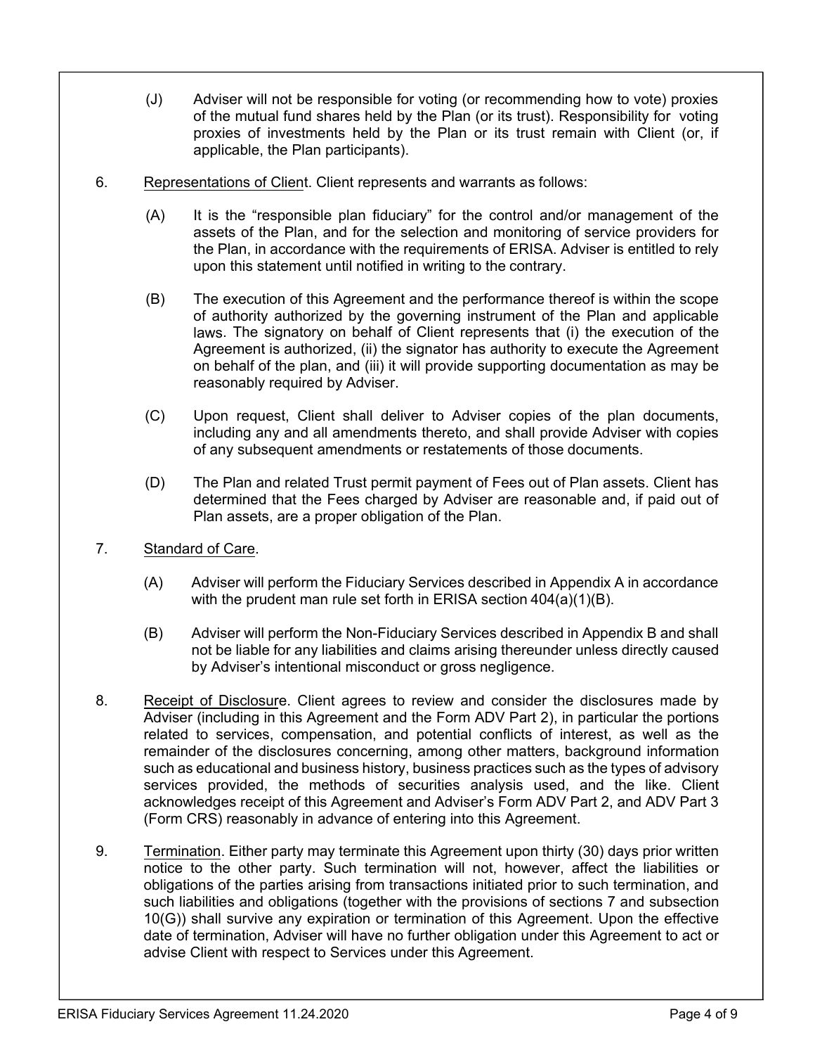(J) Adviser will not be responsible for voting (or recommending how to vote) proxies of the mutual fund shares held by the Plan (or its trust). Responsibility for voting proxies of investments held by the Plan or its trust remain with Client (or, if applicable, the Plan participants).

6. Representations of Client. Client represents and warrants as follows:

   (A) It is the "responsible plan fiduciary" for the control and/or management of the assets of the Plan, and for the selection and monitoring of service providers for the Plan, in accordance with the requirements of ERISA. Adviser is entitled to rely upon this statement until notified in writing to the contrary.

   (B) The execution of this Agreement and the performance thereof is within the scope of authority authorized by the governing instrument of the Plan and applicable laws. The signatory on behalf of Client represents that (i) the execution of the Agreement is authorized, (ii) the signator has authority to execute the Agreement on behalf of the plan, and (iii) it will provide supporting documentation as may be reasonably required by Adviser.

   (C) Upon request, Client shall deliver to Adviser copies of the plan documents, including any and all amendments thereto, and shall provide Adviser with copies of any subsequent amendments or restatements of those documents.

   (D) The Plan and related Trust permit payment of Fees out of Plan assets. Client has determined that the Fees charged by Adviser are reasonable and, if paid out of Plan assets, are a proper obligation of the Plan.

7. Standard of Care.

   (A) Adviser will perform the Fiduciary Services described in Appendix A in accordance with the prudent man rule set forth in ERISA section 404(a)(1)(B).

   (B) Adviser will perform the Non-Fiduciary Services described in Appendix B and shall not be liable for any liabilities and claims arising thereunder unless directly caused by Adviser's intentional misconduct or gross negligence.

8. Receipt of Disclosure. Client agrees to review and consider the disclosures made by Adviser (including in this Agreement and the Form ADV Part 2), in particular the portions related to services, compensation, and potential conflicts of interest, as well as the remainder of the disclosures concerning, among other matters, background information such as educational and business history, business practices such as the types of advisory services provided, the methods of securities analysis used, and the like. Client acknowledges receipt of this Agreement and Adviser's Form ADV Part 2, and ADV Part 3 (Form CRS) reasonably in advance of entering into this Agreement.

9. Termination. Either party may terminate this Agreement upon thirty (30) days prior written notice to the other party. Such termination will not, however, affect the liabilities or obligations of the parties arising from transactions initiated prior to such termination, and such liabilities and obligations (together with the provisions of sections 7 and subsection 10(G)) shall survive any expiration or termination of this Agreement. Upon the effective date of termination, Adviser will have no further obligation under this Agreement to act or advise Client with respect to Services under this Agreement.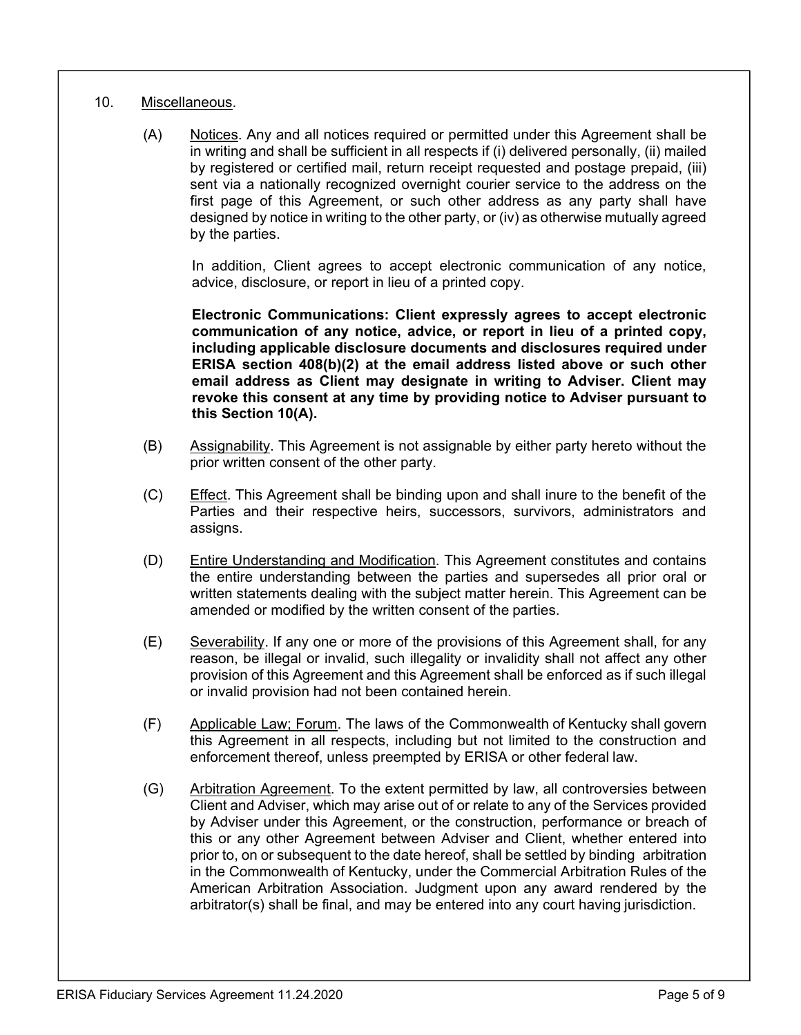10. Miscellaneous.

(A) Notices. Any and all notices required or permitted under this Agreement shall be in writing and shall be sufficient in all respects if (i) delivered personally, (ii) mailed by registered or certified mail, return receipt requested and postage prepaid, (iii) sent via a nationally recognized overnight courier service to the address on the first page of this Agreement, or such other address as any party shall have designed by notice in writing to the other party, or (iv) as otherwise mutually agreed by the parties.

In addition, Client agrees to accept electronic communication of any notice, advice, disclosure, or report in lieu of a printed copy.

**Electronic Communications: Client expressly agrees to accept electronic communication of any notice, advice, or report in lieu of a printed copy, including applicable disclosure documents and disclosures required under ERISA section 408(b)(2) at the email address listed above or such other email address as Client may designate in writing to Adviser. Client may revoke this consent at any time by providing notice to Adviser pursuant to this Section 10(A).**

(B) Assignability. This Agreement is not assignable by either party hereto without the prior written consent of the other party.

(C) Effect. This Agreement shall be binding upon and shall inure to the benefit of the Parties and their respective heirs, successors, survivors, administrators and assigns.

(D) Entire Understanding and Modification. This Agreement constitutes and contains the entire understanding between the parties and supersedes all prior oral or written statements dealing with the subject matter herein. This Agreement can be amended or modified by the written consent of the parties.

(E) Severability. If any one or more of the provisions of this Agreement shall, for any reason, be illegal or invalid, such illegality or invalidity shall not affect any other provision of this Agreement and this Agreement shall be enforced as if such illegal or invalid provision had not been contained herein.

(F) Applicable Law; Forum. The laws of the Commonwealth of Kentucky shall govern this Agreement in all respects, including but not limited to the construction and enforcement thereof, unless preempted by ERISA or other federal law.

(G) Arbitration Agreement. To the extent permitted by law, all controversies between Client and Adviser, which may arise out of or relate to any of the Services provided by Adviser under this Agreement, or the construction, performance or breach of this or any other Agreement between Adviser and Client, whether entered into prior to, on or subsequent to the date hereof, shall be settled by binding arbitration in the Commonwealth of Kentucky, under the Commercial Arbitration Rules of the American Arbitration Association. Judgment upon any award rendered by the arbitrator(s) shall be final, and may be entered into any court having jurisdiction.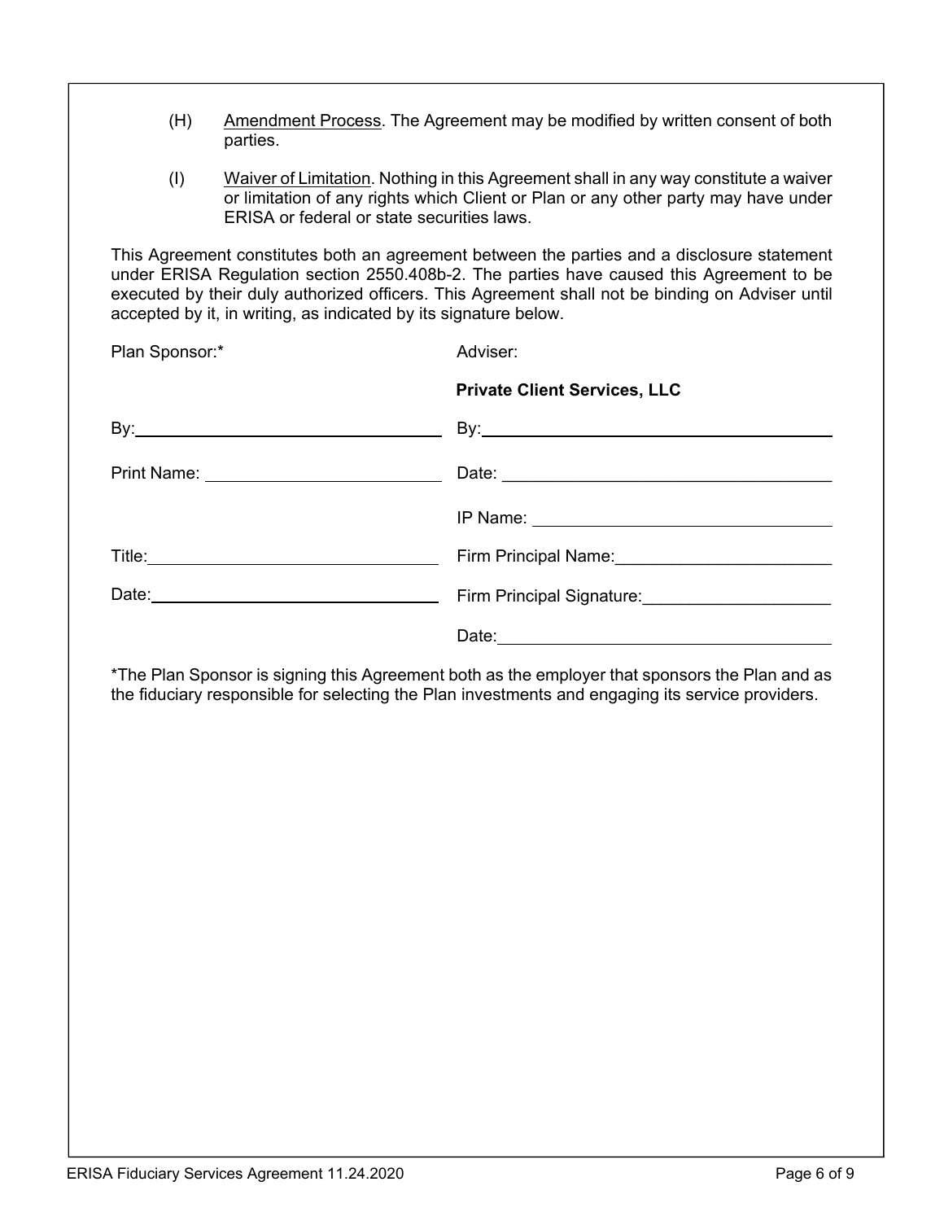(H) Amendment Process. The Agreement may be modified by written consent of both parties.

(I) Waiver of Limitation. Nothing in this Agreement shall in any way constitute a waiver or limitation of any rights which Client or Plan or any other party may have under ERISA or federal or state securities laws.

This Agreement constitutes both an agreement between the parties and a disclosure statement under ERISA Regulation section 2550.408b-2. The parties have caused this Agreement to be executed by their duly authorized officers. This Agreement shall not be binding on Adviser until accepted by it, in writing, as indicated by its signature below.

| Plan Sponsor:* | Adviser: |
|---|---|
| | **Private Client Services, LLC** |
| By:\_\_\_\_\_\_\_\_\_\_\_\_\_\_\_\_\_\_\_\_ | By:\_\_\_\_\_\_\_\_\_\_\_\_\_\_\_\_\_\_\_\_ |
| Print Name: \_\_\_\_\_\_\_\_\_\_\_\_\_\_\_\_\_\_\_\_ | Date: \_\_\_\_\_\_\_\_\_\_\_\_\_\_\_\_\_\_\_\_ |
| | IP Name: \_\_\_\_\_\_\_\_\_\_\_\_\_\_\_\_\_\_\_\_ |
| Title:\_\_\_\_\_\_\_\_\_\_\_\_\_\_\_\_\_\_\_\_ | Firm Principal Name:\_\_\_\_\_\_\_\_\_\_\_\_\_\_\_\_\_\_\_\_ |
| Date:\_\_\_\_\_\_\_\_\_\_\_\_\_\_\_\_\_\_\_\_ | Firm Principal Signature:\_\_\_\_\_\_\_\_\_\_\_\_\_\_\_\_\_\_\_\_ |
| | Date:\_\_\_\_\_\_\_\_\_\_\_\_\_\_\_\_\_\_\_\_ |

*The Plan Sponsor is signing this Agreement both as the employer that sponsors the Plan and as the fiduciary responsible for selecting the Plan investments and engaging its service providers.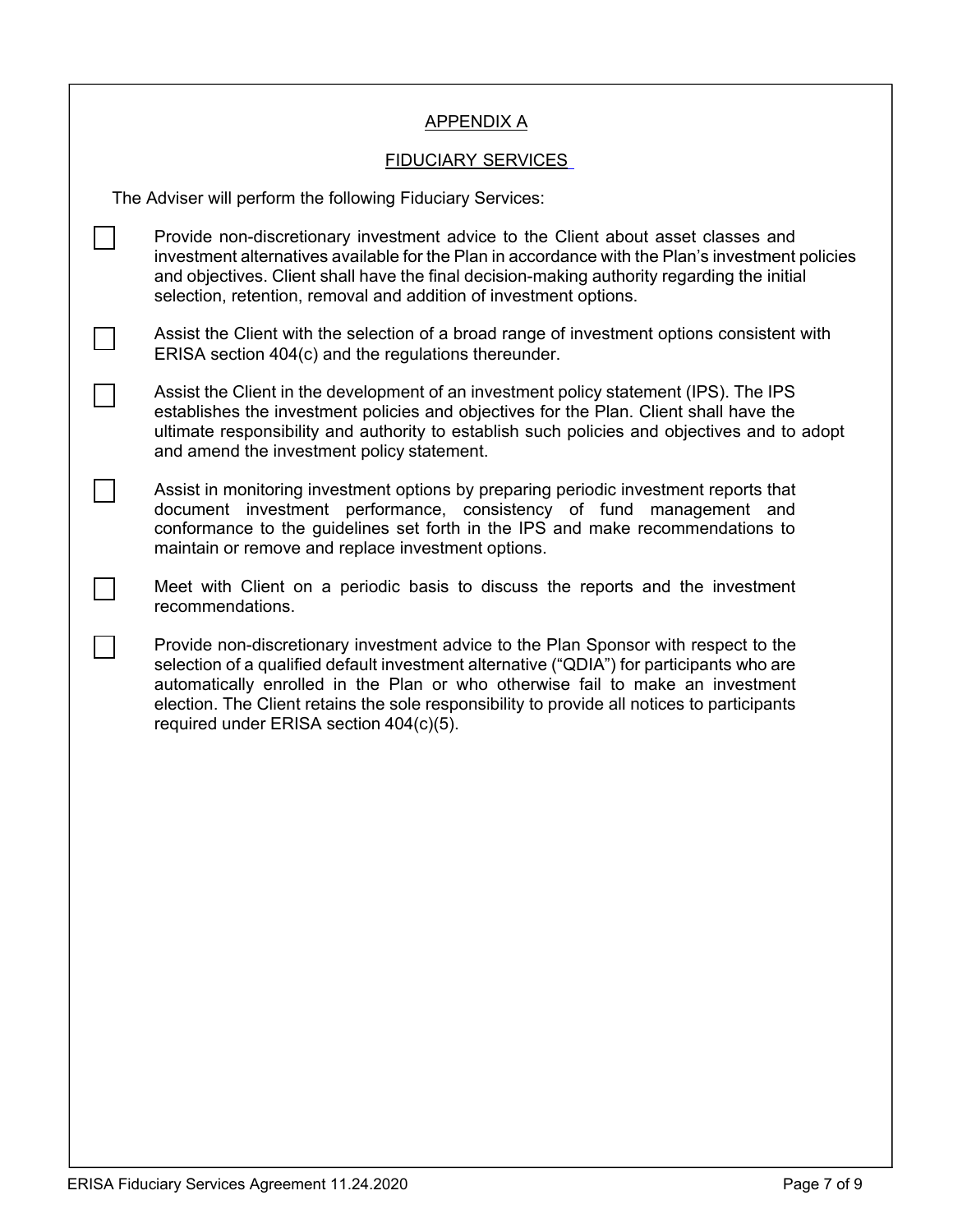## APPENDIX A

## FIDUCIARY SERVICES

The Adviser will perform the following Fiduciary Services:

- [ ] Provide non-discretionary investment advice to the Client about asset classes and investment alternatives available for the Plan in accordance with the Plan's investment policies and objectives. Client shall have the final decision-making authority regarding the initial selection, retention, removal and addition of investment options.

- [ ] Assist the Client with the selection of a broad range of investment options consistent with ERISA section 404(c) and the regulations thereunder.

- [ ] Assist the Client in the development of an investment policy statement (IPS). The IPS establishes the investment policies and objectives for the Plan. Client shall have the ultimate responsibility and authority to establish such policies and objectives and to adopt and amend the investment policy statement.

- [ ] Assist in monitoring investment options by preparing periodic investment reports that document investment performance, consistency of fund management and conformance to the guidelines set forth in the IPS and make recommendations to maintain or remove and replace investment options.

- [ ] Meet with Client on a periodic basis to discuss the reports and the investment recommendations.

- [ ] Provide non-discretionary investment advice to the Plan Sponsor with respect to the selection of a qualified default investment alternative ("QDIA") for participants who are automatically enrolled in the Plan or who otherwise fail to make an investment election. The Client retains the sole responsibility to provide all notices to participants required under ERISA section 404(c)(5).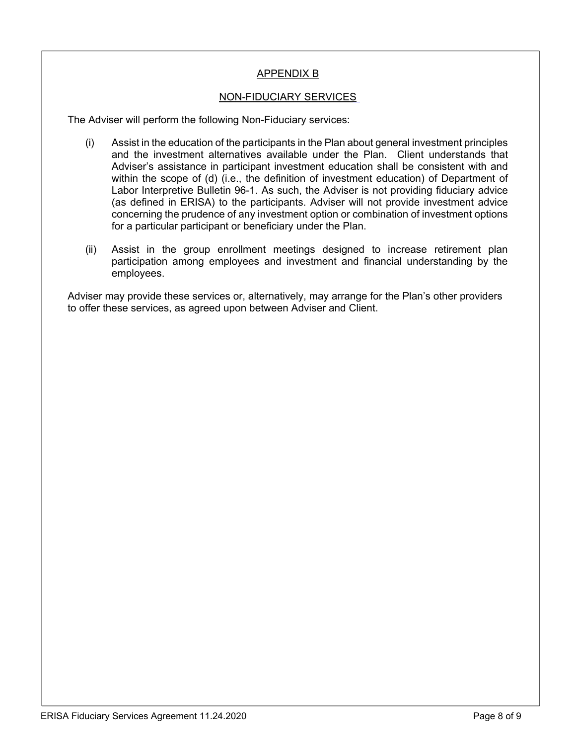## APPENDIX B

## NON-FIDUCIARY SERVICES

The Adviser will perform the following Non-Fiduciary services:

(i) Assist in the education of the participants in the Plan about general investment principles and the investment alternatives available under the Plan. Client understands that Adviser's assistance in participant investment education shall be consistent with and within the scope of (d) (i.e., the definition of investment education) of Department of Labor Interpretive Bulletin 96-1. As such, the Adviser is not providing fiduciary advice (as defined in ERISA) to the participants. Adviser will not provide investment advice concerning the prudence of any investment option or combination of investment options for a particular participant or beneficiary under the Plan.

(ii) Assist in the group enrollment meetings designed to increase retirement plan participation among employees and investment and financial understanding by the employees.

Adviser may provide these services or, alternatively, may arrange for the Plan's other providers to offer these services, as agreed upon between Adviser and Client.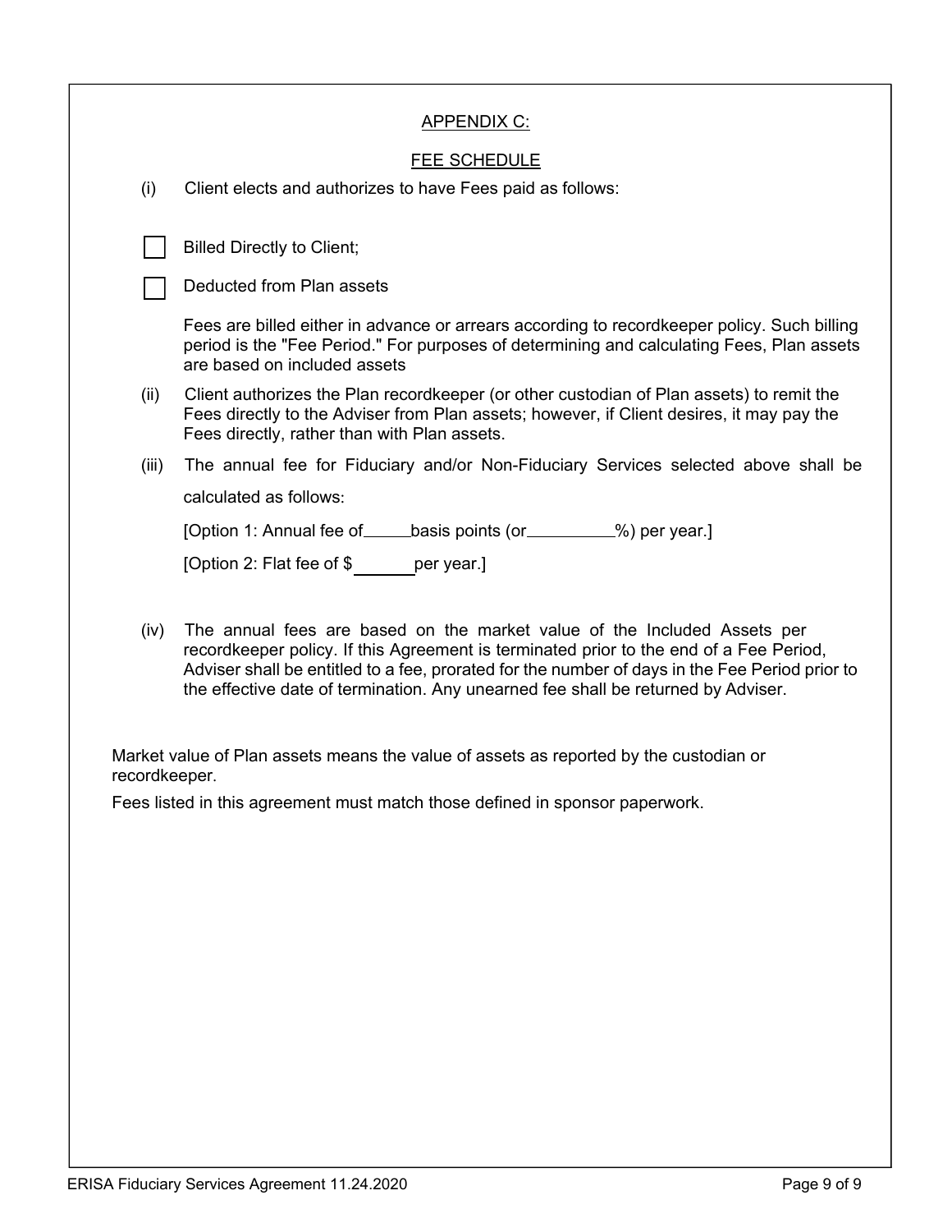## APPENDIX C:

## FEE SCHEDULE

(i) Client elects and authorizes to have Fees paid as follows:

☐ Billed Directly to Client;

☐ Deducted from Plan assets

Fees are billed either in advance or arrears according to recordkeeper policy. Such billing period is the "Fee Period." For purposes of determining and calculating Fees, Plan assets are based on included assets

(ii) Client authorizes the Plan recordkeeper (or other custodian of Plan assets) to remit the Fees directly to the Adviser from Plan assets; however, if Client desires, it may pay the Fees directly, rather than with Plan assets.

(iii) The annual fee for Fiduciary and/or Non-Fiduciary Services selected above shall be calculated as follows:

[Option 1: Annual fee of _____ basis points (or __________%) per year.]

[Option 2: Flat fee of $ _______ per year.]

(iv) The annual fees are based on the market value of the Included Assets per recordkeeper policy. If this Agreement is terminated prior to the end of a Fee Period, Adviser shall be entitled to a fee, prorated for the number of days in the Fee Period prior to the effective date of termination. Any unearned fee shall be returned by Adviser.

Market value of Plan assets means the value of assets as reported by the custodian or recordkeeper.

Fees listed in this agreement must match those defined in sponsor paperwork.